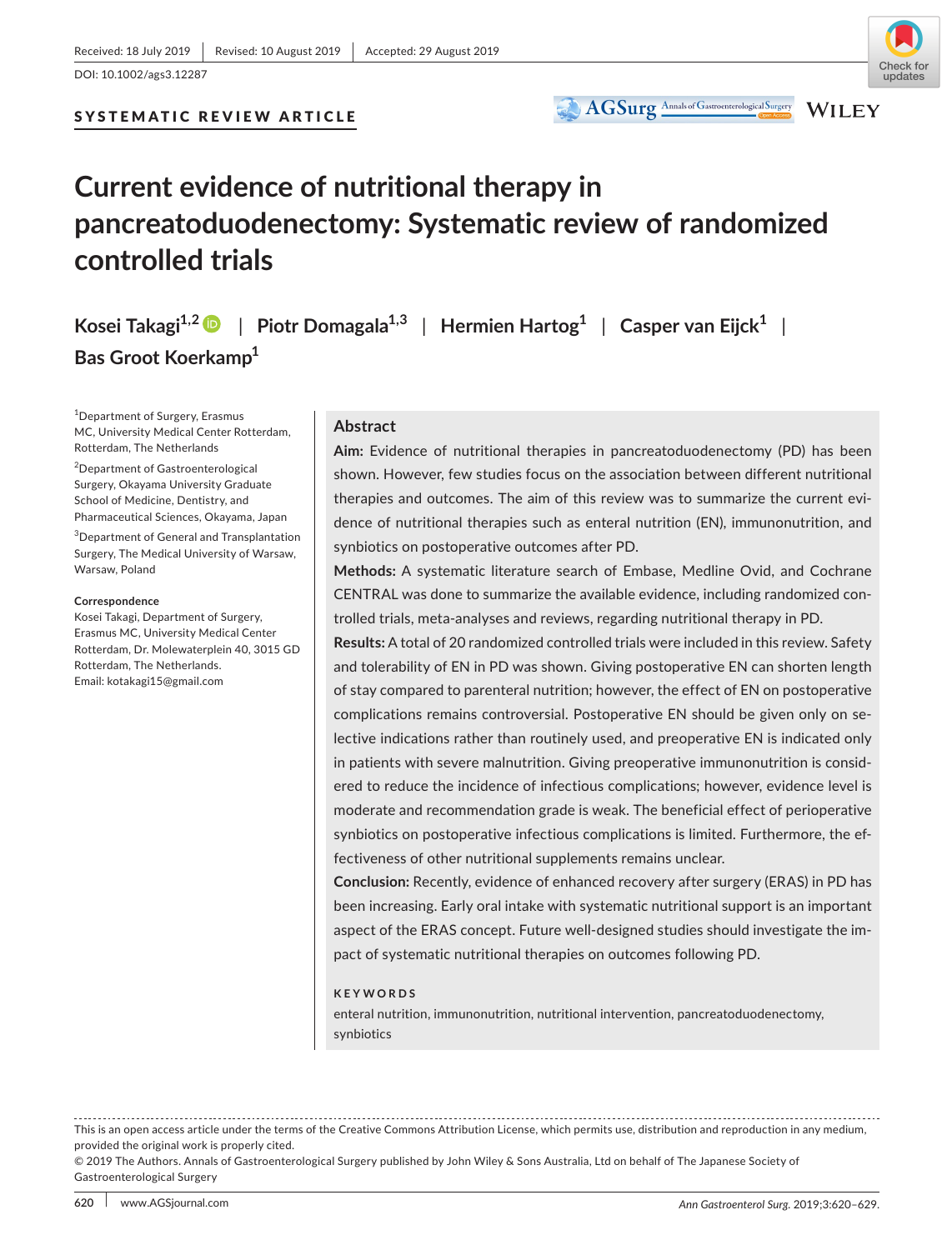Received: 18 July 2019 | Revised: 10 August 2019 | Accepted: 29 August 2019

DOI: 10.1002/ags3.12287

SYSTEMATIC REVIEW ARTICLE

# Current evidence of nutritional therapy in pancreatoduodenectomy: Systematic review of randomized controlled trials

**Kosei Takagi**[1,2] | **Piotr Domagala**[1,3] | **Hermien Hartog**[1] | **Casper van Eijck**[1] | **Bas Groot Koerkamp**[1]

[1]Department of Surgery, Erasmus MC, University Medical Center Rotterdam, Rotterdam, The Netherlands

[2]Department of Gastroenterological Surgery, Okayama University Graduate School of Medicine, Dentistry, and Pharmaceutical Sciences, Okayama, Japan

[3]Department of General and Transplantation Surgery, The Medical University of Warsaw, Warsaw, Poland

**Correspondence**
Kosei Takagi, Department of Surgery, Erasmus MC, University Medical Center Rotterdam, Dr. Molewaterplein 40, 3015 GD Rotterdam, The Netherlands.
Email: kotakagi15@gmail.com

## Abstract

**Aim:** Evidence of nutritional therapies in pancreatoduodenectomy (PD) has been shown. However, few studies focus on the association between different nutritional therapies and outcomes. The aim of this review was to summarize the current evidence of nutritional therapies such as enteral nutrition (EN), immunonutrition, and synbiotics on postoperative outcomes after PD.

**Methods:** A systematic literature search of Embase, Medline Ovid, and Cochrane CENTRAL was done to summarize the available evidence, including randomized controlled trials, meta-analyses and reviews, regarding nutritional therapy in PD.

**Results:** A total of 20 randomized controlled trials were included in this review. Safety and tolerability of EN in PD was shown. Giving postoperative EN can shorten length of stay compared to parenteral nutrition; however, the effect of EN on postoperative complications remains controversial. Postoperative EN should be given only on selective indications rather than routinely used, and preoperative EN is indicated only in patients with severe malnutrition. Giving preoperative immunonutrition is considered to reduce the incidence of infectious complications; however, evidence level is moderate and recommendation grade is weak. The beneficial effect of perioperative synbiotics on postoperative infectious complications is limited. Furthermore, the effectiveness of other nutritional supplements remains unclear.

**Conclusion:** Recently, evidence of enhanced recovery after surgery (ERAS) in PD has been increasing. Early oral intake with systematic nutritional support is an important aspect of the ERAS concept. Future well-designed studies should investigate the impact of systematic nutritional therapies on outcomes following PD.

**KEYWORDS**

enteral nutrition, immunonutrition, nutritional intervention, pancreatoduodenectomy, synbiotics

This is an open access article under the terms of the Creative Commons Attribution License, which permits use, distribution and reproduction in any medium, provided the original work is properly cited.
© 2019 The Authors. Annals of Gastroenterological Surgery published by John Wiley & Sons Australia, Ltd on behalf of The Japanese Society of Gastroenterological Surgery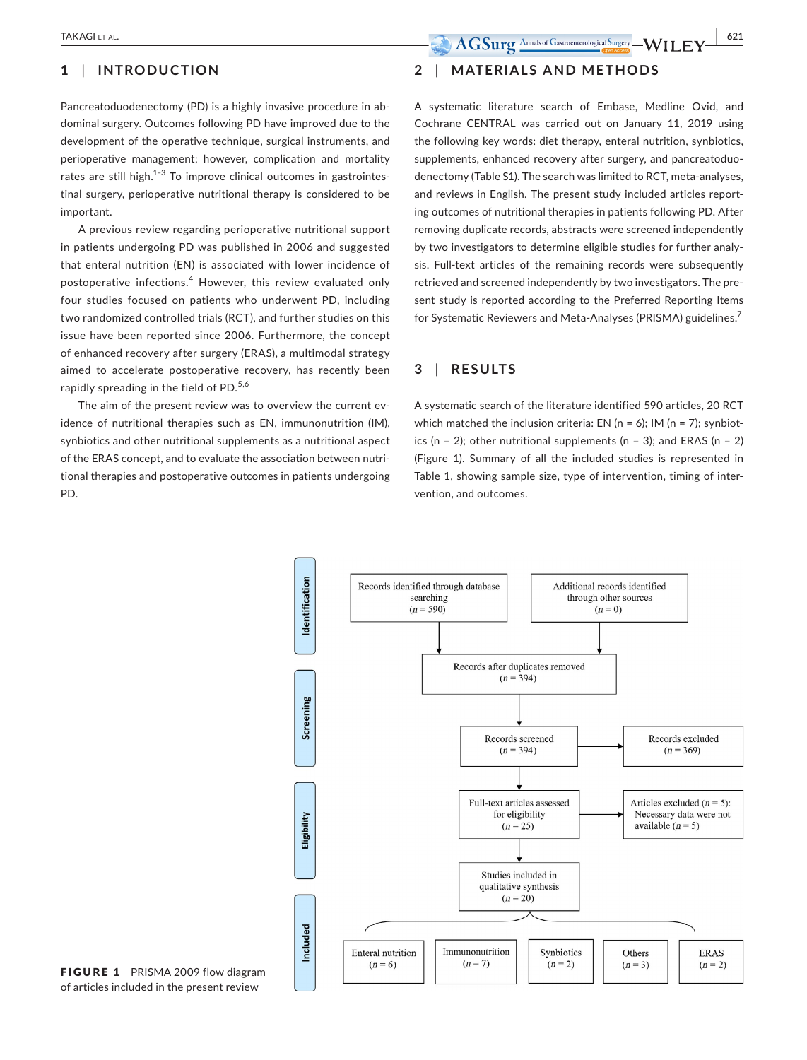## 1 | INTRODUCTION

Pancreatoduodenectomy (PD) is a highly invasive procedure in abdominal surgery. Outcomes following PD have improved due to the development of the operative technique, surgical instruments, and perioperative management; however, complication and mortality rates are still high.[1–3] To improve clinical outcomes in gastrointestinal surgery, perioperative nutritional therapy is considered to be important.

A previous review regarding perioperative nutritional support in patients undergoing PD was published in 2006 and suggested that enteral nutrition (EN) is associated with lower incidence of postoperative infections.[4] However, this review evaluated only four studies focused on patients who underwent PD, including two randomized controlled trials (RCT), and further studies on this issue have been reported since 2006. Furthermore, the concept of enhanced recovery after surgery (ERAS), a multimodal strategy aimed to accelerate postoperative recovery, has recently been rapidly spreading in the field of PD.[5,6]

The aim of the present review was to overview the current evidence of nutritional therapies such as EN, immunonutrition (IM), synbiotics and other nutritional supplements as a nutritional aspect of the ERAS concept, and to evaluate the association between nutritional therapies and postoperative outcomes in patients undergoing PD.

## 2 | MATERIALS AND METHODS

A systematic literature search of Embase, Medline Ovid, and Cochrane CENTRAL was carried out on January 11, 2019 using the following key words: diet therapy, enteral nutrition, synbiotics, supplements, enhanced recovery after surgery, and pancreatoduodenectomy (Table S1). The search was limited to RCT, meta-analyses, and reviews in English. The present study included articles reporting outcomes of nutritional therapies in patients following PD. After removing duplicate records, abstracts were screened independently by two investigators to determine eligible studies for further analysis. Full-text articles of the remaining records were subsequently retrieved and screened independently by two investigators. The present study is reported according to the Preferred Reporting Items for Systematic Reviewers and Meta-Analyses (PRISMA) guidelines.[7]

## 3 | RESULTS

A systematic search of the literature identified 590 articles, 20 RCT which matched the inclusion criteria: EN (n = 6); IM (n = 7); synbiotics (n = 3); other nutritional supplements (n = 2); and ERAS (n = 2) (Figure 1). Summary of all the included studies is represented in Table 1, showing sample size, type of intervention, timing of intervention, and outcomes.

**FIGURE 1** PRISMA 2009 flow diagram of articles included in the present review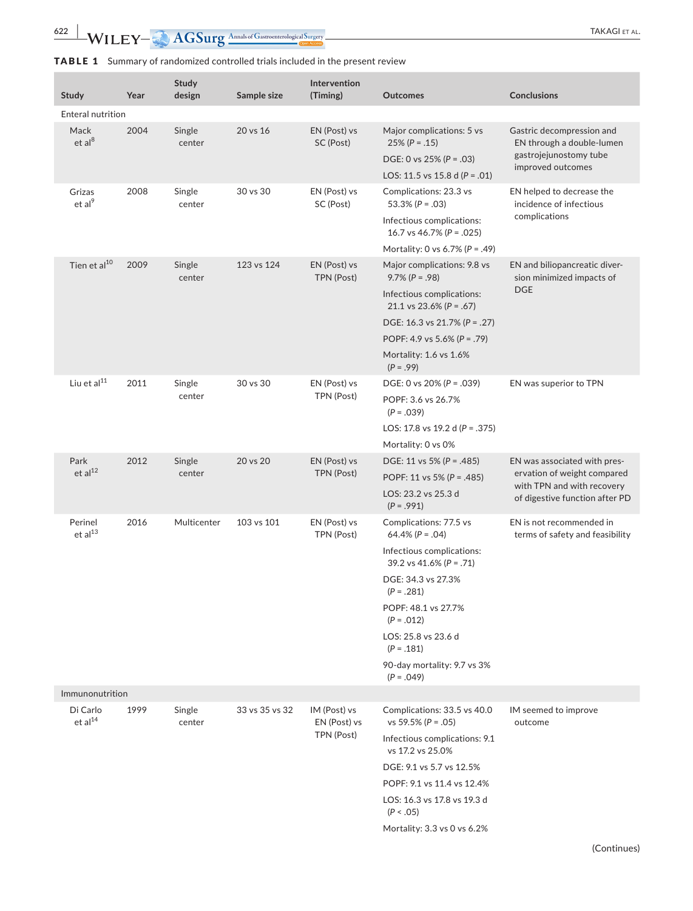**TABLE 1** Summary of randomized controlled trials included in the present review

| Study | Year | Study design | Sample size | Intervention (Timing) | Outcomes | Conclusions |
|---|---|---|---|---|---|---|
| Enteral nutrition | | | | | | |
| Mack et al[8] | 2004 | Single center | 20 vs 16 | EN (Post) vs SC (Post) | Major complications: 5 vs 25% (*P* = .15)<br>DGE: 0 vs 25% (*P* = .03)<br>LOS: 11.5 vs 15.8 d (*P* = .01) | Gastric decompression and EN through a double-lumen gastrojejunostomy tube improved outcomes |
| Grizas et al[9] | 2008 | Single center | 30 vs 30 | EN (Post) vs SC (Post) | Complications: 23.3 vs 53.3% (*P* = .03)<br>Infectious complications: 16.7 vs 46.7% (*P* = .025)<br>Mortality: 0 vs 6.7% (*P* = .49) | EN helped to decrease the incidence of infectious complications |
| Tien et al[10] | 2009 | Single center | 123 vs 124 | EN (Post) vs TPN (Post) | Major complications: 9.8 vs 9.7% (*P* = .98)<br>Infectious complications: 21.1 vs 23.6% (*P* = .67)<br>DGE: 16.3 vs 21.7% (*P* = .27)<br>POPF: 4.9 vs 5.6% (*P* = .79)<br>Mortality: 1.6 vs 1.6% (*P* = .99) | EN and biliopancreatic diversion minimized impacts of DGE |
| Liu et al[11] | 2011 | Single center | 30 vs 30 | EN (Post) vs TPN (Post) | DGE: 0 vs 20% (*P* = .039)<br>POPF: 3.6 vs 26.7% (*P* = .039)<br>LOS: 17.8 vs 19.2 d (*P* = .375)<br>Mortality: 0 vs 0% | EN was superior to TPN |
| Park et al[12] | 2012 | Single center | 20 vs 20 | EN (Post) vs TPN (Post) | DGE: 11 vs 5% (*P* = .485)<br>POPF: 11 vs 5% (*P* = .485)<br>LOS: 23.2 vs 25.3 d (*P* = .991) | EN was associated with preservation of weight compared with TPN and with recovery of digestive function after PD |
| Perinel et al[13] | 2016 | Multicenter | 103 vs 101 | EN (Post) vs TPN (Post) | Complications: 77.5 vs 64.4% (*P* = .04)<br>Infectious complications: 39.2 vs 41.6% (*P* = .71)<br>DGE: 34.3 vs 27.3% (*P* = .281)<br>POPF: 48.1 vs 27.7% (*P* = .012)<br>LOS: 25.8 vs 23.6 d (*P* = .181)<br>90-day mortality: 9.7 vs 3% (*P* = .049) | EN is not recommended in terms of safety and feasibility |
| Immunonutrition | | | | | | |
| Di Carlo et al[14] | 1999 | Single center | 33 vs 35 vs 32 | IM (Post) vs EN (Post) vs TPN (Post) | Complications: 33.5 vs 40.0 vs 59.5% (*P* = .05)<br>Infectious complications: 9.1 vs 17.2 vs 25.0%<br>DGE: 9.1 vs 5.7 vs 12.5%<br>POPF: 9.1 vs 11.4 vs 12.4%<br>LOS: 16.3 vs 17.8 vs 19.3 d (*P* < .05)<br>Mortality: 3.3 vs 0 vs 6.2% | IM seemed to improve outcome |

(Continues)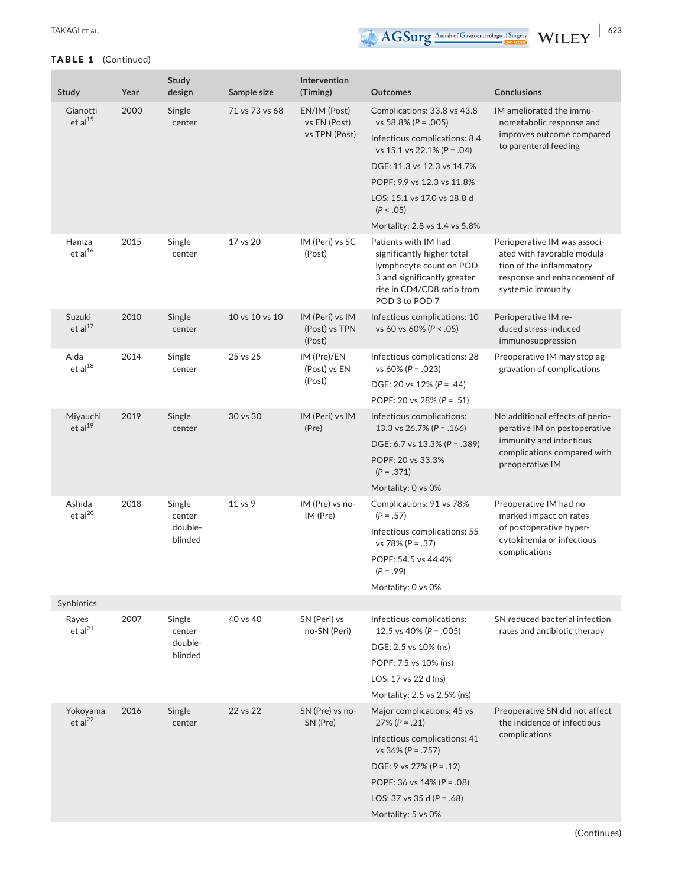**TABLE 1** (Continued)

| Study | Year | Study design | Sample size | Intervention (Timing) | Outcomes | Conclusions |
|---|---|---|---|---|---|---|
| Gianotti et al[15] | 2000 | Single center | 71 vs 73 vs 68 | EN/IM (Post) vs EN (Post) vs TPN (Post) | Complications: 33.8 vs 43.8 vs 58.8% (P = .005)<br>Infectious complications: 8.4 vs 15.1 vs 22.1% (P = .04)<br>DGE: 11.3 vs 12.3 vs 14.7%<br>POPF: 9.9 vs 12.3 vs 11.8%<br>LOS: 15.1 vs 17.0 vs 18.8 d (P < .05)<br>Mortality: 2.8 vs 1.4 vs 5.8% | IM ameliorated the immunometabolic response and improves outcome compared to parenteral feeding |
| Hamza et al[16] | 2015 | Single center | 17 vs 20 | IM (Peri) vs SC (Post) | Patients with IM had significantly higher total lymphocyte count on POD 3 and significantly greater rise in CD4/CD8 ratio from POD 3 to POD 7 | Perioperative IM was associated with favorable modulation of the inflammatory response and enhancement of systemic immunity |
| Suzuki et al[17] | 2010 | Single center | 10 vs 10 vs 10 | IM (Peri) vs IM (Post) vs TPN (Post) | Infectious complications: 10 vs 60 vs 60% (P < .05) | Perioperative IM reduced stress-induced immunosuppression |
| Aida et al[18] | 2014 | Single center | 25 vs 25 | IM (Pre)/EN (Post) vs EN (Post) | Infectious complications: 28 vs 60% (P = .023)<br>DGE: 20 vs 12% (P = .44)<br>POPF: 20 vs 28% (P = .51) | Preoperative IM may stop aggravation of complications |
| Miyauchi et al[19] | 2019 | Single center | 30 vs 30 | IM (Peri) vs IM (Pre) | Infectious complications: 13.3 vs 26.7% (P = .166)<br>DGE: 6.7 vs 13.3% (P = .389)<br>POPF: 20 vs 33.3% (P = .371)<br>Mortality: 0 vs 0% | No additional effects of perioperative IM on postoperative immunity and infectious complications compared with preoperative IM |
| Ashida et al[20] | 2018 | Single center double-blinded | 11 vs 9 | IM (Pre) vs no-IM (Pre) | Complications: 91 vs 78% (P = .57)<br>Infectious complications: 55 vs 78% (P = .37)<br>POPF: 54.5 vs 44.4% (P = .99)<br>Mortality: 0 vs 0% | Preoperative IM had no marked impact on rates of postoperative hypercytokinemia or infectious complications |
| Synbiotics | | | | | | |
| Rayes et al[21] | 2007 | Single center double-blinded | 40 vs 40 | SN (Peri) vs no-SN (Peri) | Infectious complications: 12.5 vs 40% (P = .005)<br>DGE: 2.5 vs 10% (ns)<br>POPF: 7.5 vs 10% (ns)<br>LOS: 17 vs 22 d (ns)<br>Mortality: 2.5 vs 2.5% (ns) | SN reduced bacterial infection rates and antibiotic therapy |
| Yokoyama et al[22] | 2016 | Single center | 22 vs 22 | SN (Pre) vs no-SN (Pre) | Major complications: 45 vs 27% (P = .21)<br>Infectious complications: 41 vs 36% (P = .757)<br>DGE: 9 vs 27% (P = .12)<br>POPF: 36 vs 14% (P = .08)<br>LOS: 37 vs 35 d (P = .68)<br>Mortality: 5 vs 0% | Preoperative SN did not affect the incidence of infectious complications |

(Continues)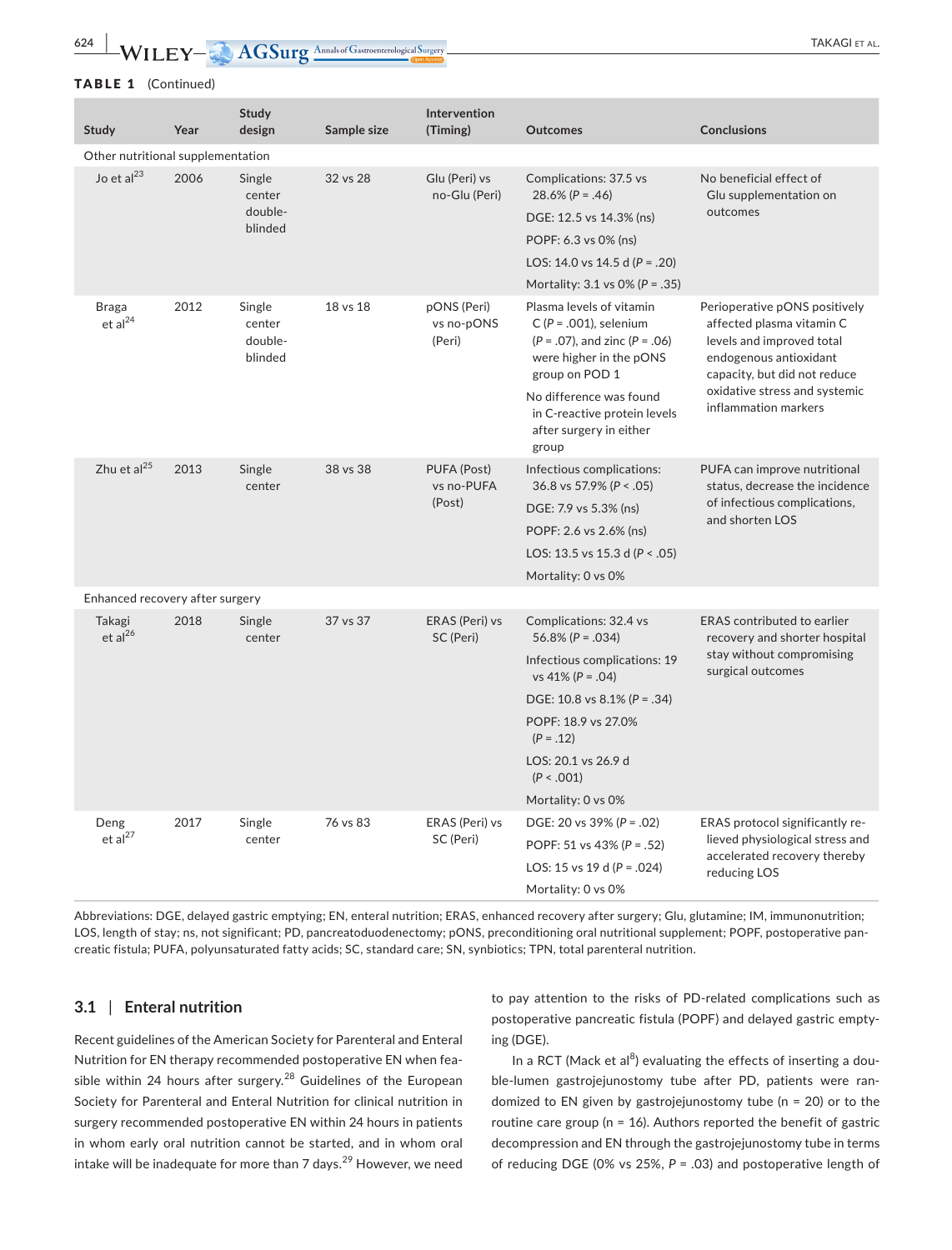**TABLE 1** (Continued)

| Study | Year | Study design | Sample size | Intervention (Timing) | Outcomes | Conclusions |
|---|---|---|---|---|---|---|
| Other nutritional supplementation | | | | | | |
| Jo et al[23] | 2006 | Single center double-blinded | 32 vs 28 | Glu (Peri) vs no-Glu (Peri) | Complications: 37.5 vs 28.6% ($P = .46$)<br>DGE: 12.5 vs 14.3% (ns)<br>POPF: 6.3 vs 0% (ns)<br>LOS: 14.0 vs 14.5 d ($P = .20$)<br>Mortality: 3.1 vs 0% ($P = .35$) | No beneficial effect of Glu supplementation on outcomes |
| Braga et al[24] | 2012 | Single center double-blinded | 18 vs 18 | pONS (Peri) vs no-pONS (Peri) | Plasma levels of vitamin C ($P = .001$), selenium ($P = .07$), and zinc ($P = .06$) were higher in the pONS group on POD 1<br>No difference was found in C-reactive protein levels after surgery in either group | Perioperative pONS positively affected plasma vitamin C levels and improved total endogenous antioxidant capacity, but did not reduce oxidative stress and systemic inflammation markers |
| Zhu et al[25] | 2013 | Single center | 38 vs 38 | PUFA (Post) vs no-PUFA (Post) | Infectious complications: 36.8 vs 57.9% ($P < .05$)<br>DGE: 7.9 vs 5.3% (ns)<br>POPF: 2.6 vs 2.6% (ns)<br>LOS: 13.5 vs 15.3 d ($P < .05$)<br>Mortality: 0 vs 0% | PUFA can improve nutritional status, decrease the incidence of infectious complications, and shorten LOS |
| Enhanced recovery after surgery | | | | | | |
| Takagi et al[26] | 2018 | Single center | 37 vs 37 | ERAS (Peri) vs SC (Peri) | Complications: 32.4 vs 56.8% ($P = .034$)<br>Infectious complications: 19 vs 41% ($P = .04$)<br>DGE: 10.8 vs 8.1% ($P = .34$)<br>POPF: 18.9 vs 27.0% ($P = .12$)<br>LOS: 20.1 vs 26.9 d ($P < .001$)<br>Mortality: 0 vs 0% | ERAS contributed to earlier recovery and shorter hospital stay without compromising surgical outcomes |
| Deng et al[27] | 2017 | Single center | 76 vs 83 | ERAS (Peri) vs SC (Peri) | DGE: 20 vs 39% ($P = .02$)<br>POPF: 51 vs 43% ($P = .52$)<br>LOS: 15 vs 19 d ($P = .024$)<br>Mortality: 0 vs 0% | ERAS protocol significantly relieved physiological stress and accelerated recovery thereby reducing LOS |

Abbreviations: DGE, delayed gastric emptying; EN, enteral nutrition; ERAS, enhanced recovery after surgery; Glu, glutamine; IM, immunonutrition; LOS, length of stay; ns, not significant; PD, pancreatoduodenectomy; pONS, preconditioning oral nutritional supplement; POPF, postoperative pancreatic fistula; PUFA, polyunsaturated fatty acids; SC, standard care; SN, synbiotics; TPN, total parenteral nutrition.

### 3.1 | Enteral nutrition

Recent guidelines of the American Society for Parenteral and Enteral Nutrition for EN therapy recommended postoperative EN when feasible within 24 hours after surgery.[28] Guidelines of the European Society for Parenteral and Enteral Nutrition for clinical nutrition in surgery recommended postoperative EN within 24 hours in patients in whom early oral nutrition cannot be started, and in whom oral intake will be inadequate for more than 7 days.[29] However, we need to pay attention to the risks of PD-related complications such as postoperative pancreatic fistula (POPF) and delayed gastric emptying (DGE).

In a RCT (Mack et al[8]) evaluating the effects of inserting a double-lumen gastrojejunostomy tube after PD, patients were randomized to EN given by gastrojejunostomy tube (n = 20) or to the routine care group (n = 16). Authors reported the benefit of gastric decompression and EN through the gastrojejunostomy tube in terms of reducing DGE (0% vs 25%, $P = .03$) and postoperative length of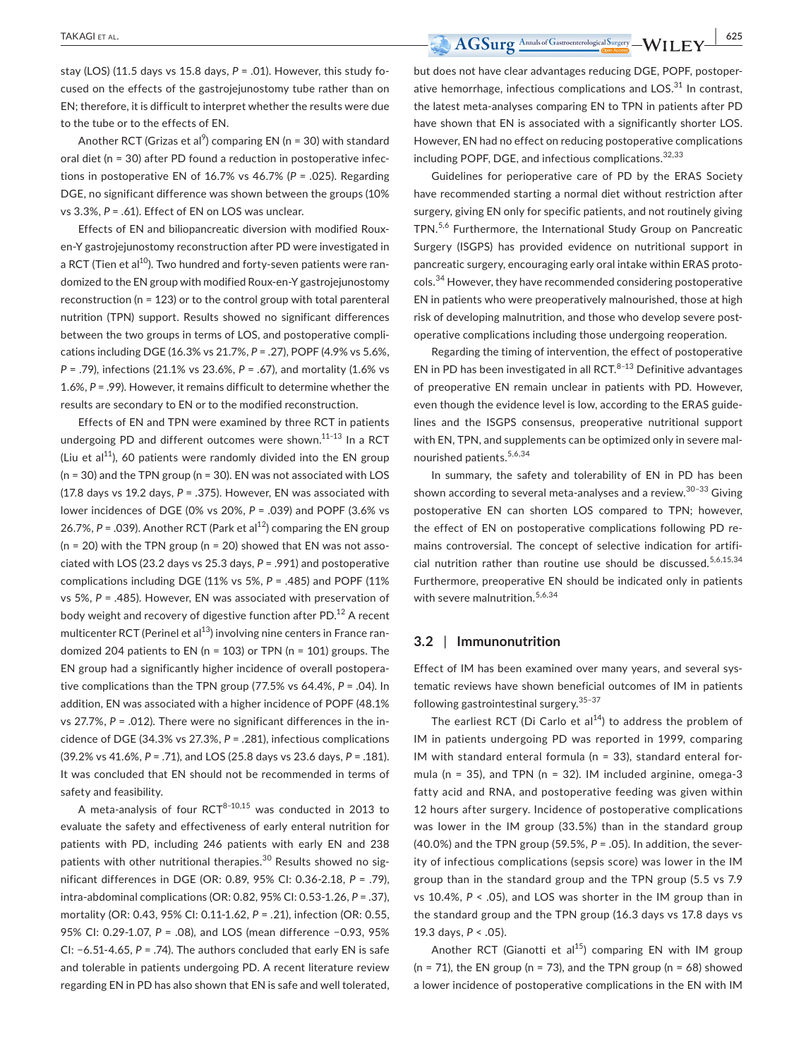stay (LOS) (11.5 days vs 15.8 days, *P* = .01). However, this study focused on the effects of the gastrojejunostomy tube rather than on EN; therefore, it is difficult to interpret whether the results were due to the tube or to the effects of EN.

Another RCT (Grizas et al[9]) comparing EN (n = 30) with standard oral diet (n = 30) after PD found a reduction in postoperative infections in postoperative EN of 16.7% vs 46.7% (*P* = .025). Regarding DGE, no significant difference was shown between the groups (10% vs 3.3%, *P* = .61). Effect of EN on LOS was unclear.

Effects of EN and biliopancreatic diversion with modified Roux-en-Y gastrojejunostomy reconstruction after PD were investigated in a RCT (Tien et al[10]). Two hundred and forty-seven patients were randomized to the EN group with modified Roux-en-Y gastrojejunostomy reconstruction (n = 123) or to the control group with total parenteral nutrition (TPN) support. Results showed no significant differences between the two groups in terms of LOS, and postoperative complications including DGE (16.3% vs 21.7%, *P* = .27), POPF (4.9% vs 5.6%, *P* = .79), infections (21.1% vs 23.6%, *P* = .67), and mortality (1.6% vs 1.6%, *P* = .99). However, it remains difficult to determine whether the results are secondary to EN or to the modified reconstruction.

Effects of EN and TPN were examined by three RCT in patients undergoing PD and different outcomes were shown.[11–13] In a RCT (Liu et al[11]), 60 patients were randomly divided into the EN group (n = 30) and the TPN group (n = 30). EN was not associated with LOS (17.8 days vs 19.2 days, *P* = .375). However, EN was associated with lower incidences of DGE (0% vs 20%, *P* = .039) and POPF (3.6% vs 26.7%, *P* = .039). Another RCT (Park et al[12]) comparing the EN group (n = 20) with the TPN group (n = 20) showed that EN was not associated with LOS (23.2 days vs 25.3 days, *P* = .991) and postoperative complications including DGE (11% vs 5%, *P* = .485) and POPF (11% vs 5%, *P* = .485). However, EN was associated with preservation of body weight and recovery of digestive function after PD.[12] A recent multicenter RCT (Perinel et al[13]) involving nine centers in France randomized 204 patients to EN (n = 103) or TPN (n = 101) groups. The EN group had a significantly higher incidence of overall postoperative complications than the TPN group (77.5% vs 64.4%, *P* = .04). In addition, EN was associated with a higher incidence of POPF (48.1% vs 27.7%, *P* = .012). There were no significant differences in the incidence of DGE (34.3% vs 27.3%, *P* = .281), infectious complications (39.2% vs 41.6%, *P* = .71), and LOS (25.8 days vs 23.6 days, *P* = .181). It was concluded that EN should not be recommended in terms of safety and feasibility.

A meta-analysis of four RCT[8–10,15] was conducted in 2013 to evaluate the safety and effectiveness of early enteral nutrition for patients with PD, including 246 patients with early EN and 238 patients with other nutritional therapies.[30] Results showed no significant differences in DGE (OR: 0.89, 95% CI: 0.36-2.18, *P* = .79), intra-abdominal complications (OR: 0.82, 95% CI: 0.53-1.26, *P* = .37), mortality (OR: 0.43, 95% CI: 0.11-1.62, *P* = .21), infection (OR: 0.55, 95% CI: 0.29-1.07, *P* = .08), and LOS (mean difference −0.93, 95% CI: −6.51-4.65, *P* = .74). The authors concluded that early EN is safe and tolerable in patients undergoing PD. A recent literature review regarding EN in PD has also shown that EN is safe and well tolerated, but does not have clear advantages reducing DGE, POPF, postoperative hemorrhage, infectious complications and LOS.[31] In contrast, the latest meta-analyses comparing EN to TPN in patients after PD have shown that EN is associated with a significantly shorter LOS. However, EN had no effect on reducing postoperative complications including POPF, DGE, and infectious complications.[32,33]

Guidelines for perioperative care of PD by the ERAS Society have recommended starting a normal diet without restriction after surgery, giving EN only for specific patients, and not routinely giving TPN.[5,6] Furthermore, the International Study Group on Pancreatic Surgery (ISGPS) has provided evidence on nutritional support in pancreatic surgery, encouraging early oral intake within ERAS protocols.[34] However, they have recommended considering postoperative EN in patients who were preoperatively malnourished, those at high risk of developing malnutrition, and those who develop severe postoperative complications including those undergoing reoperation.

Regarding the timing of intervention, the effect of postoperative EN in PD has been investigated in all RCT.[8–13] Definitive advantages of preoperative EN remain unclear in patients with PD. However, even though the evidence level is low, according to the ERAS guidelines and the ISGPS consensus, preoperative nutritional support with EN, TPN, and supplements can be optimized only in severe malnourished patients.[5,6,34]

In summary, the safety and tolerability of EN in PD has been shown according to several meta-analyses and a review.[30–33] Giving postoperative EN can shorten LOS compared to TPN; however, the effect of EN on postoperative complications following PD remains controversial. The concept of selective indication for artificial nutrition rather than routine use should be discussed.[5,6,15,34] Furthermore, preoperative EN should be indicated only in patients with severe malnutrition.[5,6,34]

## 3.2 | Immunonutrition

Effect of IM has been examined over many years, and several systematic reviews have shown beneficial outcomes of IM in patients following gastrointestinal surgery.[35–37]

The earliest RCT (Di Carlo et al[14]) to address the problem of IM in patients undergoing PD was reported in 1999, comparing IM with standard enteral formula (n = 33), standard enteral formula (n = 35), and TPN (n = 32). IM included arginine, omega-3 fatty acid and RNA, and postoperative feeding was given within 12 hours after surgery. Incidence of postoperative complications was lower in the IM group (33.5%) than in the standard group (40.0%) and the TPN group (59.5%, *P* = .05). In addition, the severity of infectious complications (sepsis score) was lower in the IM group than in the standard group and the TPN group (5.5 vs 7.9 vs 10.4%, *P* < .05), and LOS was shorter in the IM group than in the standard group and the TPN group (16.3 days vs 17.8 days vs 19.3 days, *P* < .05).

Another RCT (Gianotti et al[15]) comparing EN with IM group (n = 71), the EN group (n = 73), and the TPN group (n = 68) showed a lower incidence of postoperative complications in the EN with IM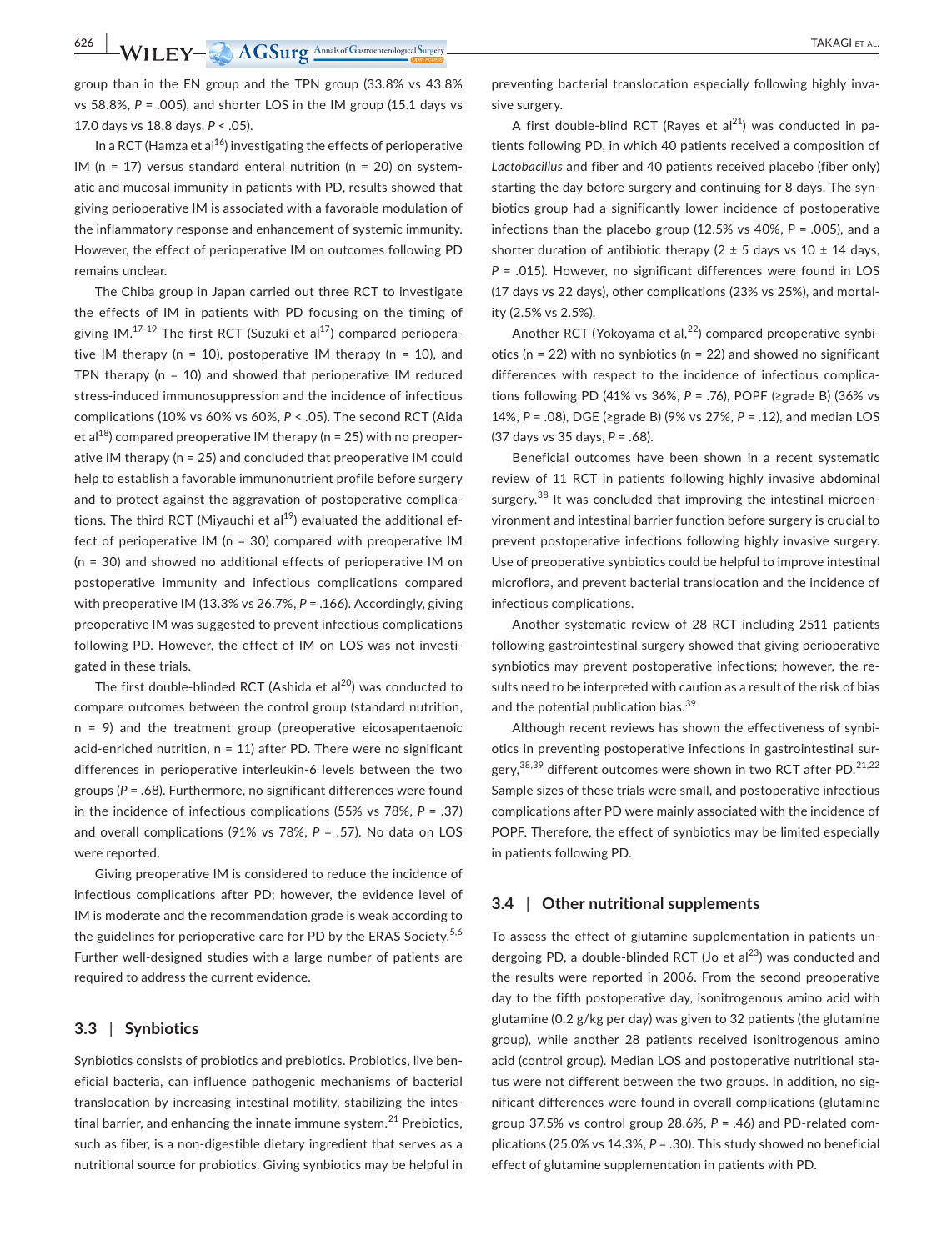group than in the EN group and the TPN group (33.8% vs 43.8% vs 58.8%, $P$ = .005), and shorter LOS in the IM group (15.1 days vs 17.0 days vs 18.8 days, $P$ < .05).

In a RCT (Hamza et al[16]) investigating the effects of perioperative IM (n = 17) versus standard enteral nutrition (n = 20) on systematic and mucosal immunity in patients with PD, results showed that giving perioperative IM is associated with a favorable modulation of the inflammatory response and enhancement of systemic immunity. However, the effect of perioperative IM on outcomes following PD remains unclear.

The Chiba group in Japan carried out three RCT to investigate the effects of IM in patients with PD focusing on the timing of giving IM.[17–19] The first RCT (Suzuki et al[17]) compared perioperative IM therapy (n = 10), postoperative IM therapy (n = 10), and TPN therapy (n = 10) and showed that perioperative IM reduced stress-induced immunosuppression and the incidence of infectious complications (10% vs 60% vs 60%, $P$ < .05). The second RCT (Aida et al[18]) compared preoperative IM therapy (n = 25) with no preoperative IM therapy (n = 25) and concluded that preoperative IM could help to establish a favorable immunonutrient profile before surgery and to protect against the aggravation of postoperative complications. The third RCT (Miyauchi et al[19]) evaluated the additional effect of perioperative IM (n = 30) compared with preoperative IM (n = 30) and showed no additional effects of perioperative IM on postoperative immunity and infectious complications compared with preoperative IM (13.3% vs 26.7%, $P$ = .166). Accordingly, giving preoperative IM was suggested to prevent infectious complications following PD. However, the effect of IM on LOS was not investigated in these trials.

The first double-blinded RCT (Ashida et al[20]) was conducted to compare outcomes between the control group (standard nutrition, n = 9) and the treatment group (preoperative eicosapentaenoic acid-enriched nutrition, n = 11) after PD. There were no significant differences in perioperative interleukin-6 levels between the two groups ($P$ = .68). Furthermore, no significant differences were found in the incidence of infectious complications (55% vs 78%, $P$ = .37) and overall complications (91% vs 78%, $P$ = .57). No data on LOS were reported.

Giving preoperative IM is considered to reduce the incidence of infectious complications after PD; however, the evidence level of IM is moderate and the recommendation grade is weak according to the guidelines for perioperative care for PD by the ERAS Society.[5,6] Further well-designed studies with a large number of patients are required to address the current evidence.

### 3.3 | Synbiotics

Synbiotics consists of probiotics and prebiotics. Probiotics, live beneficial bacteria, can influence pathogenic mechanisms of bacterial translocation by increasing intestinal motility, stabilizing the intestinal barrier, and enhancing the innate immune system.[21] Prebiotics, such as fiber, is a non-digestible dietary ingredient that serves as a nutritional source for probiotics. Giving synbiotics may be helpful in preventing bacterial translocation especially following highly invasive surgery.

A first double-blind RCT (Rayes et al[21]) was conducted in patients following PD, in which 40 patients received a composition of *Lactobacillus* and fiber and 40 patients received placebo (fiber only) starting the day before surgery and continuing for 8 days. The synbiotics group had a significantly lower incidence of postoperative infections than the placebo group (12.5% vs 40%, $P$ = .005), and a shorter duration of antibiotic therapy (2 ± 5 days vs 10 ± 14 days, $P$ = .015). However, no significant differences were found in LOS (17 days vs 22 days), other complications (23% vs 25%), and mortality (2.5% vs 2.5%).

Another RCT (Yokoyama et al,[22]) compared preoperative synbiotics (n = 22) with no synbiotics (n = 22) and showed no significant differences with respect to the incidence of infectious complications following PD (41% vs 36%, $P$ = .76), POPF (≥grade B) (36% vs 14%, $P$ = .08), DGE (≥grade B) (9% vs 27%, $P$ = .12), and median LOS (37 days vs 35 days, $P$ = .68).

Beneficial outcomes have been shown in a recent systematic review of 11 RCT in patients following highly invasive abdominal surgery.[38] It was concluded that improving the intestinal microenvironment and intestinal barrier function before surgery is crucial to prevent postoperative infections following highly invasive surgery. Use of preoperative synbiotics could be helpful to improve intestinal microflora, and prevent bacterial translocation and the incidence of infectious complications.

Another systematic review of 28 RCT including 2511 patients following gastrointestinal surgery showed that giving perioperative synbiotics may prevent postoperative infections; however, the results need to be interpreted with caution as a result of the risk of bias and the potential publication bias.[39]

Although recent reviews has shown the effectiveness of synbiotics in preventing postoperative infections in gastrointestinal surgery,[38,39] different outcomes were shown in two RCT after PD.[21,22] Sample sizes of these trials were small, and postoperative infectious complications after PD were mainly associated with the incidence of POPF. Therefore, the effect of synbiotics may be limited especially in patients following PD.

### 3.4 | Other nutritional supplements

To assess the effect of glutamine supplementation in patients undergoing PD, a double-blinded RCT (Jo et al[23]) was conducted and the results were reported in 2006. From the second preoperative day to the fifth postoperative day, isonitrogenous amino acid with glutamine (0.2 g/kg per day) was given to 32 patients (the glutamine group), while another 28 patients received isonitrogenous amino acid (control group). Median LOS and postoperative nutritional status were not different between the two groups. In addition, no significant differences were found in overall complications (glutamine group 37.5% vs control group 28.6%, $P$ = .46) and PD-related complications (25.0% vs 14.3%, $P$ = .30). This study showed no beneficial effect of glutamine supplementation in patients with PD.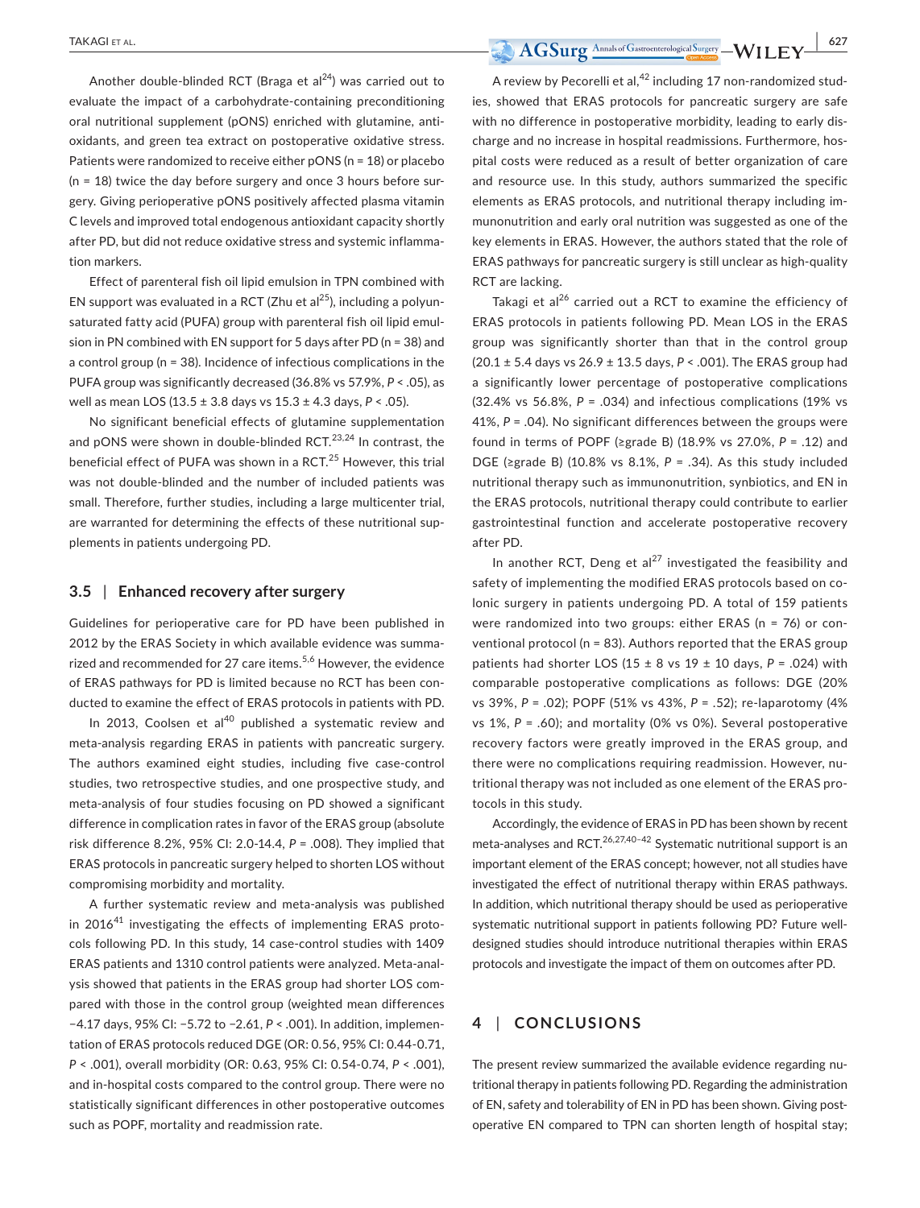Another double-blinded RCT (Braga et al[24]) was carried out to evaluate the impact of a carbohydrate-containing preconditioning oral nutritional supplement (pONS) enriched with glutamine, antioxidants, and green tea extract on postoperative oxidative stress. Patients were randomized to receive either pONS (n = 18) or placebo (n = 18) twice the day before surgery and once 3 hours before surgery. Giving perioperative pONS positively affected plasma vitamin C levels and improved total endogenous antioxidant capacity shortly after PD, but did not reduce oxidative stress and systemic inflammation markers.

Effect of parenteral fish oil lipid emulsion in TPN combined with EN support was evaluated in a RCT (Zhu et al[25]), including a polyunsaturated fatty acid (PUFA) group with parenteral fish oil lipid emulsion in PN combined with EN support for 5 days after PD (n = 38) and a control group (n = 38). Incidence of infectious complications in the PUFA group was significantly decreased (36.8% vs 57.9%, $P < .05$), as well as mean LOS (13.5 ± 3.8 days vs 15.3 ± 4.3 days, $P < .05$).

No significant beneficial effects of glutamine supplementation and pONS were shown in double-blinded RCT.[23,24] In contrast, the beneficial effect of PUFA was shown in a RCT.[25] However, this trial was not double-blinded and the number of included patients was small. Therefore, further studies, including a large multicenter trial, are warranted for determining the effects of these nutritional supplements in patients undergoing PD.

### 3.5 | Enhanced recovery after surgery

Guidelines for perioperative care for PD have been published in 2012 by the ERAS Society in which available evidence was summarized and recommended for 27 care items.[5,6] However, the evidence of ERAS pathways for PD is limited because no RCT has been conducted to examine the effect of ERAS protocols in patients with PD.

In 2013, Coolsen et al[40] published a systematic review and meta-analysis regarding ERAS in patients with pancreatic surgery. The authors examined eight studies, including five case-control studies, two retrospective studies, and one prospective study, and meta-analysis of four studies focusing on PD showed a significant difference in complication rates in favor of the ERAS group (absolute risk difference 8.2%, 95% CI: 2.0-14.4, $P = .008$). They implied that ERAS protocols in pancreatic surgery helped to shorten LOS without compromising morbidity and mortality.

A further systematic review and meta-analysis was published in 2016[41] investigating the effects of implementing ERAS protocols following PD. In this study, 14 case-control studies with 1409 ERAS patients and 1310 control patients were analyzed. Meta-analysis showed that patients in the ERAS group had shorter LOS compared with those in the control group (weighted mean differences −4.17 days, 95% CI: −5.72 to −2.61, $P < .001$). In addition, implementation of ERAS protocols reduced DGE (OR: 0.56, 95% CI: 0.44-0.71, $P < .001$), overall morbidity (OR: 0.63, 95% CI: 0.54-0.74, $P < .001$), and in-hospital costs compared to the control group. There were no statistically significant differences in other postoperative outcomes such as POPF, mortality and readmission rate.

A review by Pecorelli et al,[42] including 17 non-randomized studies, showed that ERAS protocols for pancreatic surgery are safe with no difference in postoperative morbidity, leading to early discharge and no increase in hospital readmissions. Furthermore, hospital costs were reduced as a result of better organization of care and resource use. In this study, authors summarized the specific elements as ERAS protocols, and nutritional therapy including immunonutrition and early oral nutrition was suggested as one of the key elements in ERAS. However, the authors stated that the role of ERAS pathways for pancreatic surgery is still unclear as high-quality RCT are lacking.

Takagi et al[26] carried out a RCT to examine the efficiency of ERAS protocols in patients following PD. Mean LOS in the ERAS group was significantly shorter than that in the control group (20.1 ± 5.4 days vs 26.9 ± 13.5 days, $P < .001$). The ERAS group had a significantly lower percentage of postoperative complications (32.4% vs 56.8%, $P = .034$) and infectious complications (19% vs 41%, $P = .04$). No significant differences between the groups were found in terms of POPF (≥grade B) (18.9% vs 27.0%, $P = .12$) and DGE (≥grade B) (10.8% vs 8.1%, $P = .34$). As this study included nutritional therapy such as immunonutrition, synbiotics, and EN in the ERAS protocols, nutritional therapy could contribute to earlier gastrointestinal function and accelerate postoperative recovery after PD.

In another RCT, Deng et al[27] investigated the feasibility and safety of implementing the modified ERAS protocols based on colonic surgery in patients undergoing PD. A total of 159 patients were randomized into two groups: either ERAS (n = 76) or conventional protocol (n = 83). Authors reported that the ERAS group patients had shorter LOS (15 ± 8 vs 19 ± 10 days, $P = .024$) with comparable postoperative complications as follows: DGE (20% vs 39%, $P = .02$); POPF (51% vs 43%, $P = .52$); re-laparotomy (4% vs 1%, $P = .60$); and mortality (0% vs 0%). Several postoperative recovery factors were greatly improved in the ERAS group, and there were no complications requiring readmission. However, nutritional therapy was not included as one element of the ERAS protocols in this study.

Accordingly, the evidence of ERAS in PD has been shown by recent meta-analyses and RCT.[26,27,40-42] Systematic nutritional support is an important element of the ERAS concept; however, not all studies have investigated the effect of nutritional therapy within ERAS pathways. In addition, which nutritional therapy should be used as perioperative systematic nutritional support in patients following PD? Future well-designed studies should introduce nutritional therapies within ERAS protocols and investigate the impact of them on outcomes after PD.

## 4 | CONCLUSIONS

The present review summarized the available evidence regarding nutritional therapy in patients following PD. Regarding the administration of EN, safety and tolerability of EN in PD has been shown. Giving postoperative EN compared to TPN can shorten length of hospital stay;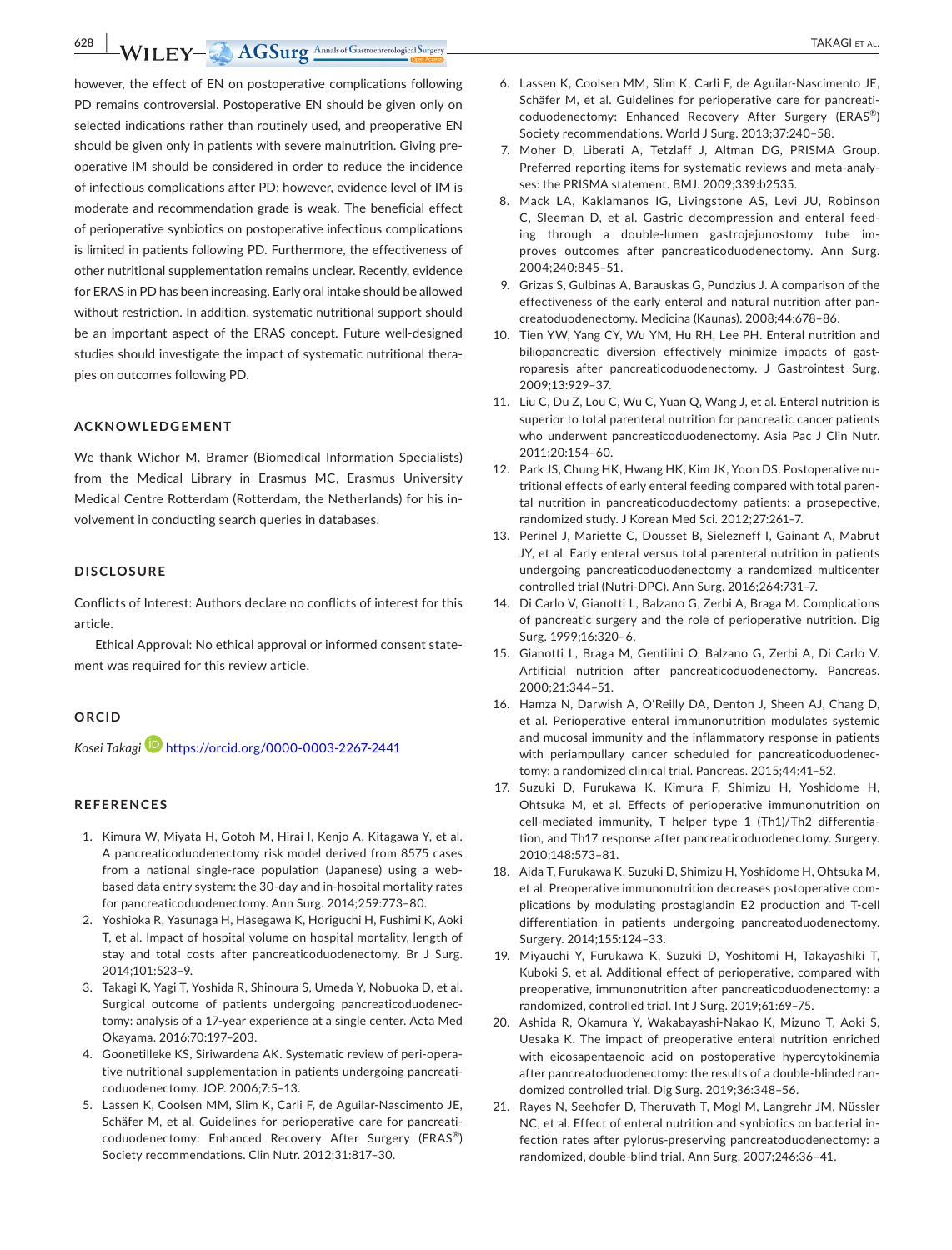however, the effect of EN on postoperative complications following PD remains controversial. Postoperative EN should be given only on selected indications rather than routinely used, and preoperative EN should be given only in patients with severe malnutrition. Giving preoperative IM should be considered in order to reduce the incidence of infectious complications after PD; however, evidence level of IM is moderate and recommendation grade is weak. The beneficial effect of perioperative synbiotics on postoperative infectious complications is limited in patients following PD. Furthermore, the effectiveness of other nutritional supplementation remains unclear. Recently, evidence for ERAS in PD has been increasing. Early oral intake should be allowed without restriction. In addition, systematic nutritional support should be an important aspect of the ERAS concept. Future well-designed studies should investigate the impact of systematic nutritional therapies on outcomes following PD.

## ACKNOWLEDGEMENT

We thank Wichor M. Bramer (Biomedical Information Specialists) from the Medical Library in Erasmus MC, Erasmus University Medical Centre Rotterdam (Rotterdam, the Netherlands) for his involvement in conducting search queries in databases.

## DISCLOSURE

Conflicts of Interest: Authors declare no conflicts of interest for this article.

Ethical Approval: No ethical approval or informed consent statement was required for this review article.

## ORCID

*Kosei Takagi* https://orcid.org/0000-0003-2267-2441

## REFERENCES

1. Kimura W, Miyata H, Gotoh M, Hirai I, Kenjo A, Kitagawa Y, et al. A pancreaticoduodenectomy risk model derived from 8575 cases from a national single-race population (Japanese) using a web-based data entry system: the 30-day and in-hospital mortality rates for pancreaticoduodenectomy. Ann Surg. 2014;259:773–80.
2. Yoshioka R, Yasunaga H, Hasegawa K, Horiguchi H, Fushimi K, Aoki T, et al. Impact of hospital volume on hospital mortality, length of stay and total costs after pancreaticoduodenectomy. Br J Surg. 2014;101:523–9.
3. Takagi K, Yagi T, Yoshida R, Shinoura S, Umeda Y, Nobuoka D, et al. Surgical outcome of patients undergoing pancreaticoduodenectomy: analysis of a 17-year experience at a single center. Acta Med Okayama. 2016;70:197–203.
4. Goonetilleke KS, Siriwardena AK. Systematic review of peri-operative nutritional supplementation in patients undergoing pancreaticoduodenectomy. JOP. 2006;7:5–13.
5. Lassen K, Coolsen MM, Slim K, Carli F, de Aguilar-Nascimento JE, Schäfer M, et al. Guidelines for perioperative care for pancreaticoduodenectomy: Enhanced Recovery After Surgery (ERAS®) Society recommendations. Clin Nutr. 2012;31:817–30.
6. Lassen K, Coolsen MM, Slim K, Carli F, de Aguilar-Nascimento JE, Schäfer M, et al. Guidelines for perioperative care for pancreaticoduodenectomy: Enhanced Recovery After Surgery (ERAS®) Society recommendations. World J Surg. 2013;37:240–58.
7. Moher D, Liberati A, Tetzlaff J, Altman DG, PRISMA Group. Preferred reporting items for systematic reviews and meta-analyses: the PRISMA statement. BMJ. 2009;339:b2535.
8. Mack LA, Kaklamanos IG, Livingstone AS, Levi JU, Robinson C, Sleeman D, et al. Gastric decompression and enteral feeding through a double-lumen gastrojejunostomy tube improves outcomes after pancreaticoduodenectomy. Ann Surg. 2004;240:845–51.
9. Grizas S, Gulbinas A, Barauskas G, Pundzius J. A comparison of the effectiveness of the early enteral and natural nutrition after pancreatoduodenectomy. Medicina (Kaunas). 2008;44:678–86.
10. Tien YW, Yang CY, Wu YM, Hu RH, Lee PH. Enteral nutrition and biliopancreatic diversion effectively minimize impacts of gastroparesis after pancreaticoduodenectomy. J Gastrointest Surg. 2009;13:929–37.
11. Liu C, Du Z, Lou C, Wu C, Yuan Q, Wang J, et al. Enteral nutrition is superior to total parenteral nutrition for pancreatic cancer patients who underwent pancreaticoduodenectomy. Asia Pac J Clin Nutr. 2011;20:154–60.
12. Park JS, Chung HK, Hwang HK, Kim JK, Yoon DS. Postoperative nutritional effects of early enteral feeding compared with total parental nutrition in pancreaticoduodectomy patients: a prosepective, randomized study. J Korean Med Sci. 2012;27:261–7.
13. Perinel J, Mariette C, Dousset B, Sielezneff I, Gainant A, Mabrut JY, et al. Early enteral versus total parenteral nutrition in patients undergoing pancreaticoduodenectomy a randomized multicenter controlled trial (Nutri-DPC). Ann Surg. 2016;264:731–7.
14. Di Carlo V, Gianotti L, Balzano G, Zerbi A, Braga M. Complications of pancreatic surgery and the role of perioperative nutrition. Dig Surg. 1999;16:320–6.
15. Gianotti L, Braga M, Gentilini O, Balzano G, Zerbi A, Di Carlo V. Artificial nutrition after pancreaticoduodenectomy. Pancreas. 2000;21:344–51.
16. Hamza N, Darwish A, O'Reilly DA, Denton J, Sheen AJ, Chang D, et al. Perioperative enteral immunonutrition modulates systemic and mucosal immunity and the inflammatory response in patients with periampullary cancer scheduled for pancreaticoduodenectomy: a randomized clinical trial. Pancreas. 2015;44:41–52.
17. Suzuki D, Furukawa K, Kimura F, Shimizu H, Yoshidome H, Ohtsuka M, et al. Effects of perioperative immunonutrition on cell-mediated immunity, T helper type 1 (Th1)/Th2 differentiation, and Th17 response after pancreaticoduodenectomy. Surgery. 2010;148:573–81.
18. Aida T, Furukawa K, Suzuki D, Shimizu H, Yoshidome H, Ohtsuka M, et al. Preoperative immunonutrition decreases postoperative complications by modulating prostaglandin E2 production and T-cell differentiation in patients undergoing pancreatoduodenectomy. Surgery. 2014;155:124–33.
19. Miyauchi Y, Furukawa K, Suzuki D, Yoshitomi H, Takayashiki T, Kuboki S, et al. Additional effect of perioperative, compared with preoperative, immunonutrition after pancreaticoduodenectomy: a randomized, controlled trial. Int J Surg. 2019;61:69–75.
20. Ashida R, Okamura Y, Wakabayashi-Nakao K, Mizuno T, Aoki S, Uesaka K. The impact of preoperative enteral nutrition enriched with eicosapentaenoic acid on postoperative hypercytokinemia after pancreatoduodenectomy: the results of a double-blinded randomized controlled trial. Dig Surg. 2019;36:348–56.
21. Rayes N, Seehofer D, Theruvath T, Mogl M, Langrehr JM, Nüssler NC, et al. Effect of enteral nutrition and synbiotics on bacterial infection rates after pylorus-preserving pancreatoduodenectomy: a randomized, double-blind trial. Ann Surg. 2007;246:36–41.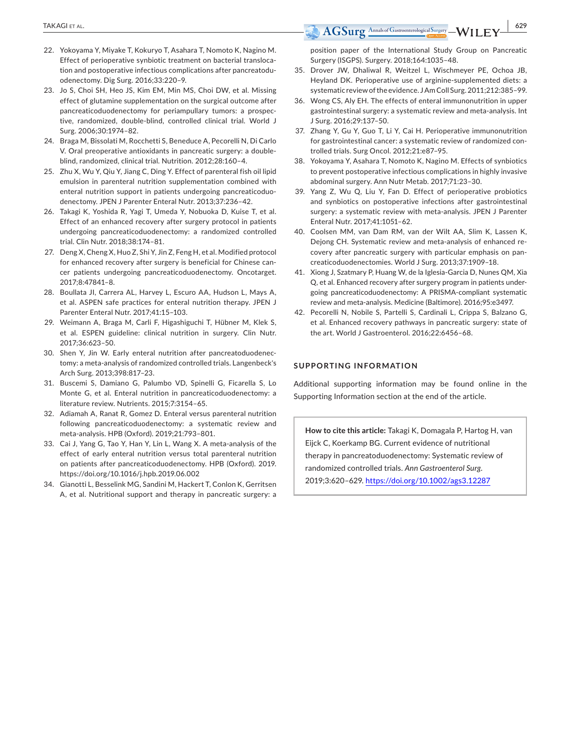22. Yokoyama Y, Miyake T, Kokuryo T, Asahara T, Nomoto K, Nagino M. Effect of perioperative synbiotic treatment on bacterial translocation and postoperative infectious complications after pancreatoduodenectomy. Dig Surg. 2016;33:220–9.
23. Jo S, Choi SH, Heo JS, Kim EM, Min MS, Choi DW, et al. Missing effect of glutamine supplementation on the surgical outcome after pancreaticoduodenectomy for periampullary tumors: a prospective, randomized, double-blind, controlled clinical trial. World J Surg. 2006;30:1974–82.
24. Braga M, Bissolati M, Rocchetti S, Beneduce A, Pecorelli N, Di Carlo V. Oral preoperative antioxidants in pancreatic surgery: a double-blind, randomized, clinical trial. Nutrition. 2012;28:160–4.
25. Zhu X, Wu Y, Qiu Y, Jiang C, Ding Y. Effect of parenteral fish oil lipid emulsion in parenteral nutrition supplementation combined with enteral nutrition support in patients undergoing pancreaticoduodenectomy. JPEN J Parenter Enteral Nutr. 2013;37:236–42.
26. Takagi K, Yoshida R, Yagi T, Umeda Y, Nobuoka D, Kuise T, et al. Effect of an enhanced recovery after surgery protocol in patients undergoing pancreaticoduodenectomy: a randomized controlled trial. Clin Nutr. 2018;38:174–81.
27. Deng X, Cheng X, Huo Z, Shi Y, Jin Z, Feng H, et al. Modified protocol for enhanced recovery after surgery is beneficial for Chinese cancer patients undergoing pancreaticoduodenectomy. Oncotarget. 2017;8:47841–8.
28. Boullata JI, Carrera AL, Harvey L, Escuro AA, Hudson L, Mays A, et al. ASPEN safe practices for enteral nutrition therapy. JPEN J Parenter Enteral Nutr. 2017;41:15–103.
29. Weimann A, Braga M, Carli F, Higashiguchi T, Hübner M, Klek S, et al. ESPEN guideline: clinical nutrition in surgery. Clin Nutr. 2017;36:623–50.
30. Shen Y, Jin W. Early enteral nutrition after pancreatoduodenectomy: a meta-analysis of randomized controlled trials. Langenbeck's Arch Surg. 2013;398:817–23.
31. Buscemi S, Damiano G, Palumbo VD, Spinelli G, Ficarella S, Lo Monte G, et al. Enteral nutrition in pancreaticoduodenectomy: a literature review. Nutrients. 2015;7:3154–65.
32. Adiamah A, Ranat R, Gomez D. Enteral versus parenteral nutrition following pancreaticoduodenectomy: a systematic review and meta-analysis. HPB (Oxford). 2019;21:793–801.
33. Cai J, Yang G, Tao Y, Han Y, Lin L, Wang X. A meta-analysis of the effect of early enteral nutrition versus total parenteral nutrition on patients after pancreaticoduodenectomy. HPB (Oxford). 2019. https://doi.org/10.1016/j.hpb.2019.06.002
34. Gianotti L, Besselink MG, Sandini M, Hackert T, Conlon K, Gerritsen A, et al. Nutritional support and therapy in pancreatic surgery: a position paper of the International Study Group on Pancreatic Surgery (ISGPS). Surgery. 2018;164:1035–48.
35. Drover JW, Dhaliwal R, Weitzel L, Wischmeyer PE, Ochoa JB, Heyland DK. Perioperative use of arginine-supplemented diets: a systematic review of the evidence. J Am Coll Surg. 2011;212:385–99.
36. Wong CS, Aly EH. The effects of enteral immunonutrition in upper gastrointestinal surgery: a systematic review and meta-analysis. Int J Surg. 2016;29:137–50.
37. Zhang Y, Gu Y, Guo T, Li Y, Cai H. Perioperative immunonutrition for gastrointestinal cancer: a systematic review of randomized controlled trials. Surg Oncol. 2012;21:e87–95.
38. Yokoyama Y, Asahara T, Nomoto K, Nagino M. Effects of synbiotics to prevent postoperative infectious complications in highly invasive abdominal surgery. Ann Nutr Metab. 2017;71:23–30.
39. Yang Z, Wu Q, Liu Y, Fan D. Effect of perioperative probiotics and synbiotics on postoperative infections after gastrointestinal surgery: a systematic review with meta-analysis. JPEN J Parenter Enteral Nutr. 2017;41:1051–62.
40. Coolsen MM, van Dam RM, van der Wilt AA, Slim K, Lassen K, Dejong CH. Systematic review and meta-analysis of enhanced recovery after pancreatic surgery with particular emphasis on pancreaticoduodenectomies. World J Surg. 2013;37:1909–18.
41. Xiong J, Szatmary P, Huang W, de la Iglesia-Garcia D, Nunes QM, Xia Q, et al. Enhanced recovery after surgery program in patients undergoing pancreaticoduodenectomy: A PRISMA-compliant systematic review and meta-analysis. Medicine (Baltimore). 2016;95:e3497.
42. Pecorelli N, Nobile S, Partelli S, Cardinali L, Crippa S, Balzano G, et al. Enhanced recovery pathways in pancreatic surgery: state of the art. World J Gastroenterol. 2016;22:6456–68.

## SUPPORTING INFORMATION

Additional supporting information may be found online in the Supporting Information section at the end of the article.

**How to cite this article:** Takagi K, Domagala P, Hartog H, van Eijck C, Koerkamp BG. Current evidence of nutritional therapy in pancreatoduodenectomy: Systematic review of randomized controlled trials. *Ann Gastroenterol Surg*. 2019;3:620–629. https://doi.org/10.1002/ags3.12287